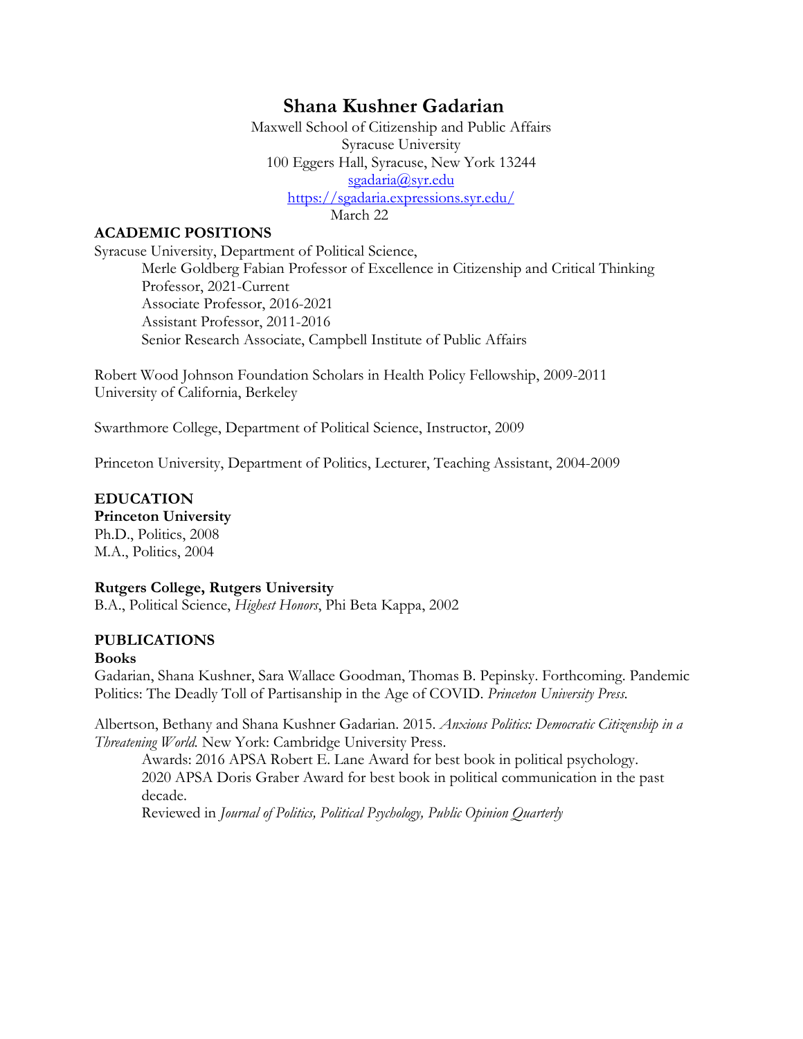# Shana Kushner Gadarian

Maxwell School of Citizenship and Public Affairs
Syracuse University
100 Eggers Hall, Syracuse, New York 13244
sgadaria@syr.edu
https://sgadaria.expressions.syr.edu/
March 22

## ACADEMIC POSITIONS

Syracuse University, Department of Political Science,
- Merle Goldberg Fabian Professor of Excellence in Citizenship and Critical Thinking
- Professor, 2021-Current
- Associate Professor, 2016-2021
- Assistant Professor, 2011-2016
- Senior Research Associate, Campbell Institute of Public Affairs

Robert Wood Johnson Foundation Scholars in Health Policy Fellowship, 2009-2011
University of California, Berkeley

Swarthmore College, Department of Political Science, Instructor, 2009

Princeton University, Department of Politics, Lecturer, Teaching Assistant, 2004-2009

## EDUCATION

**Princeton University**
Ph.D., Politics, 2008
M.A., Politics, 2004

**Rutgers College, Rutgers University**
B.A., Political Science, *Highest Honors*, Phi Beta Kappa, 2002

## PUBLICATIONS

### Books

Gadarian, Shana Kushner, Sara Wallace Goodman, Thomas B. Pepinsky. Forthcoming. Pandemic Politics: The Deadly Toll of Partisanship in the Age of COVID. *Princeton University Press.*

Albertson, Bethany and Shana Kushner Gadarian. 2015. *Anxious Politics: Democratic Citizenship in a Threatening World.* New York: Cambridge University Press.

Awards: 2016 APSA Robert E. Lane Award for best book in political psychology.
2020 APSA Doris Graber Award for best book in political communication in the past decade.
Reviewed in *Journal of Politics, Political Psychology, Public Opinion Quarterly*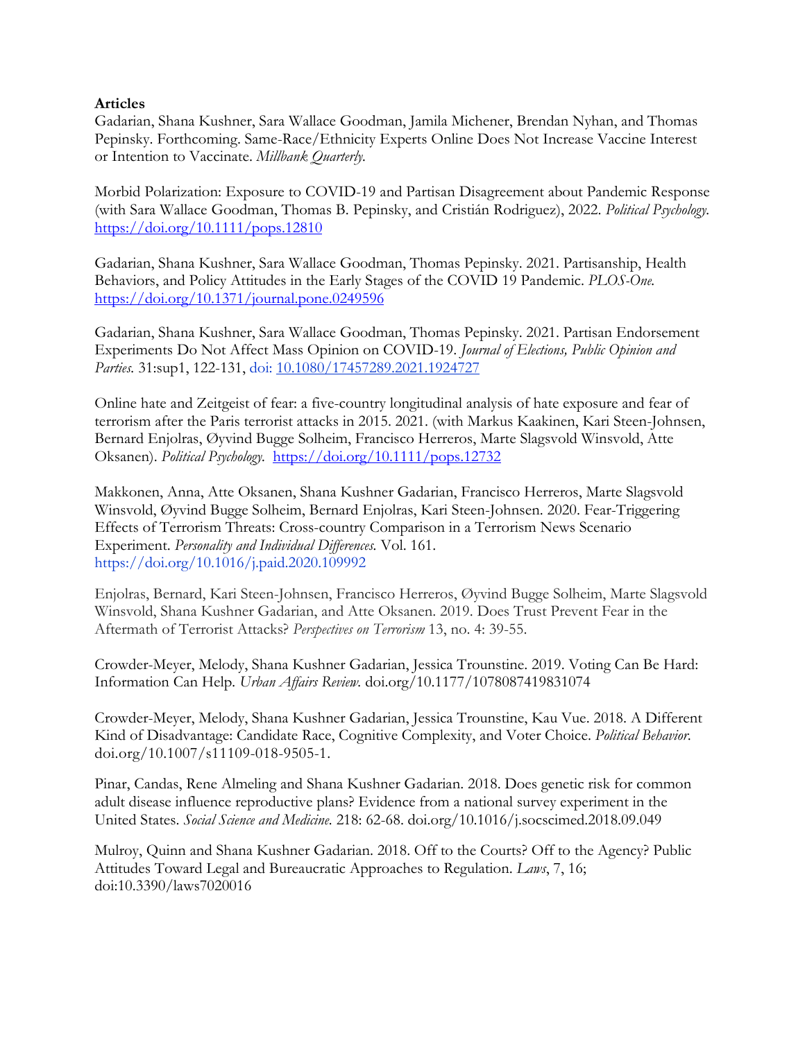**Articles**

Gadarian, Shana Kushner, Sara Wallace Goodman, Jamila Michener, Brendan Nyhan, and Thomas Pepinsky. Forthcoming. Same-Race/Ethnicity Experts Online Does Not Increase Vaccine Interest or Intention to Vaccinate. *Millbank Quarterly.*

Morbid Polarization: Exposure to COVID-19 and Partisan Disagreement about Pandemic Response (with Sara Wallace Goodman, Thomas B. Pepinsky, and Cristián Rodriguez), 2022. *Political Psychology.* https://doi.org/10.1111/pops.12810

Gadarian, Shana Kushner, Sara Wallace Goodman, Thomas Pepinsky. 2021. Partisanship, Health Behaviors, and Policy Attitudes in the Early Stages of the COVID 19 Pandemic. *PLOS-One.* https://doi.org/10.1371/journal.pone.0249596

Gadarian, Shana Kushner, Sara Wallace Goodman, Thomas Pepinsky. 2021. Partisan Endorsement Experiments Do Not Affect Mass Opinion on COVID-19. *Journal of Elections, Public Opinion and Parties.* 31:sup1, 122-131, doi: 10.1080/17457289.2021.1924727

Online hate and Zeitgeist of fear: a five-country longitudinal analysis of hate exposure and fear of terrorism after the Paris terrorist attacks in 2015. 2021. (with Markus Kaakinen, Kari Steen-Johnsen, Bernard Enjolras, Øyvind Bugge Solheim, Francisco Herreros, Marte Slagsvold Winsvold, Atte Oksanen). *Political Psychology.* https://doi.org/10.1111/pops.12732

Makkonen, Anna, Atte Oksanen, Shana Kushner Gadarian, Francisco Herreros, Marte Slagsvold Winsvold, Øyvind Bugge Solheim, Bernard Enjolras, Kari Steen-Johnsen. 2020. Fear-Triggering Effects of Terrorism Threats: Cross-country Comparison in a Terrorism News Scenario Experiment. *Personality and Individual Differences.* Vol. 161. https://doi.org/10.1016/j.paid.2020.109992

Enjolras, Bernard, Kari Steen-Johnsen, Francisco Herreros, Øyvind Bugge Solheim, Marte Slagsvold Winsvold, Shana Kushner Gadarian, and Atte Oksanen. 2019. Does Trust Prevent Fear in the Aftermath of Terrorist Attacks? *Perspectives on Terrorism* 13, no. 4: 39-55.

Crowder-Meyer, Melody, Shana Kushner Gadarian, Jessica Trounstine. 2019. Voting Can Be Hard: Information Can Help. *Urban Affairs Review.* doi.org/10.1177/1078087419831074

Crowder-Meyer, Melody, Shana Kushner Gadarian, Jessica Trounstine, Kau Vue. 2018. A Different Kind of Disadvantage: Candidate Race, Cognitive Complexity, and Voter Choice. *Political Behavior.* doi.org/10.1007/s11109-018-9505-1.

Pinar, Candas, Rene Almeling and Shana Kushner Gadarian. 2018. Does genetic risk for common adult disease influence reproductive plans? Evidence from a national survey experiment in the United States. *Social Science and Medicine.* 218: 62-68. doi.org/10.1016/j.socscimed.2018.09.049

Mulroy, Quinn and Shana Kushner Gadarian. 2018. Off to the Courts? Off to the Agency? Public Attitudes Toward Legal and Bureaucratic Approaches to Regulation. *Laws*, 7, 16; doi:10.3390/laws7020016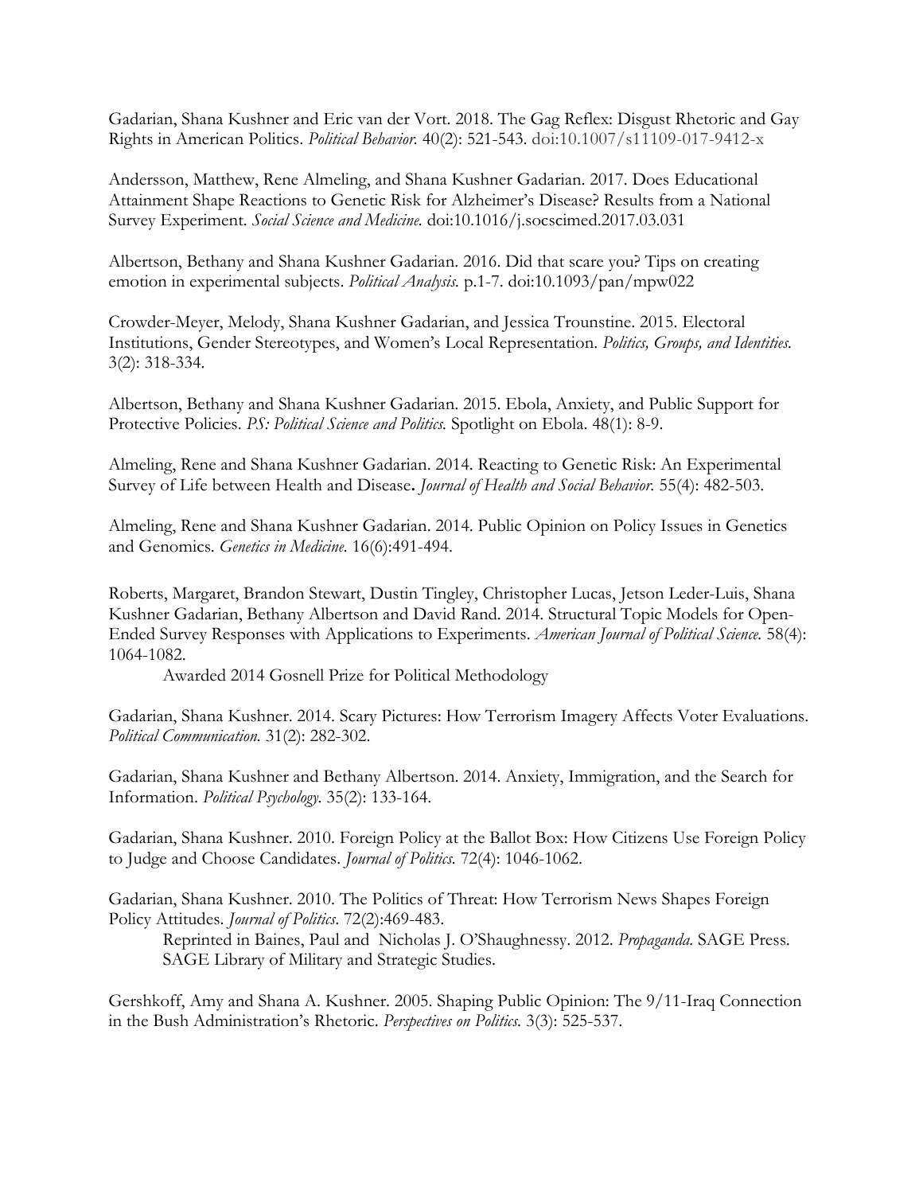Gadarian, Shana Kushner and Eric van der Vort. 2018. The Gag Reflex: Disgust Rhetoric and Gay Rights in American Politics. *Political Behavior.* 40(2): 521-543. doi:10.1007/s11109-017-9412-x

Andersson, Matthew, Rene Almeling, and Shana Kushner Gadarian. 2017. Does Educational Attainment Shape Reactions to Genetic Risk for Alzheimer's Disease? Results from a National Survey Experiment. *Social Science and Medicine.* doi:10.1016/j.socscimed.2017.03.031

Albertson, Bethany and Shana Kushner Gadarian. 2016. Did that scare you? Tips on creating emotion in experimental subjects. *Political Analysis.* p.1-7. doi:10.1093/pan/mpw022

Crowder-Meyer, Melody, Shana Kushner Gadarian, and Jessica Trounstine. 2015. Electoral Institutions, Gender Stereotypes, and Women's Local Representation. *Politics, Groups, and Identities.* 3(2): 318-334.

Albertson, Bethany and Shana Kushner Gadarian. 2015. Ebola, Anxiety, and Public Support for Protective Policies. *PS: Political Science and Politics.* Spotlight on Ebola. 48(1): 8-9.

Almeling, Rene and Shana Kushner Gadarian. 2014. Reacting to Genetic Risk: An Experimental Survey of Life between Health and Disease**.** *Journal of Health and Social Behavior.* 55(4): 482-503.

Almeling, Rene and Shana Kushner Gadarian. 2014. Public Opinion on Policy Issues in Genetics and Genomics. *Genetics in Medicine.* 16(6):491-494.

Roberts, Margaret, Brandon Stewart, Dustin Tingley, Christopher Lucas, Jetson Leder-Luis, Shana Kushner Gadarian, Bethany Albertson and David Rand. 2014. Structural Topic Models for Open-Ended Survey Responses with Applications to Experiments. *American Journal of Political Science.* 58(4): 1064-1082.

Awarded 2014 Gosnell Prize for Political Methodology

Gadarian, Shana Kushner. 2014. Scary Pictures: How Terrorism Imagery Affects Voter Evaluations. *Political Communication.* 31(2): 282-302.

Gadarian, Shana Kushner and Bethany Albertson. 2014. Anxiety, Immigration, and the Search for Information. *Political Psychology.* 35(2): 133-164.

Gadarian, Shana Kushner. 2010. Foreign Policy at the Ballot Box: How Citizens Use Foreign Policy to Judge and Choose Candidates. *Journal of Politics.* 72(4): 1046-1062.

Gadarian, Shana Kushner. 2010. The Politics of Threat: How Terrorism News Shapes Foreign Policy Attitudes. *Journal of Politics.* 72(2):469-483.

Reprinted in Baines, Paul and Nicholas J. O'Shaughnessy. 2012. *Propaganda.* SAGE Press. SAGE Library of Military and Strategic Studies.

Gershkoff, Amy and Shana A. Kushner. 2005. Shaping Public Opinion: The 9/11-Iraq Connection in the Bush Administration's Rhetoric. *Perspectives on Politics.* 3(3): 525-537.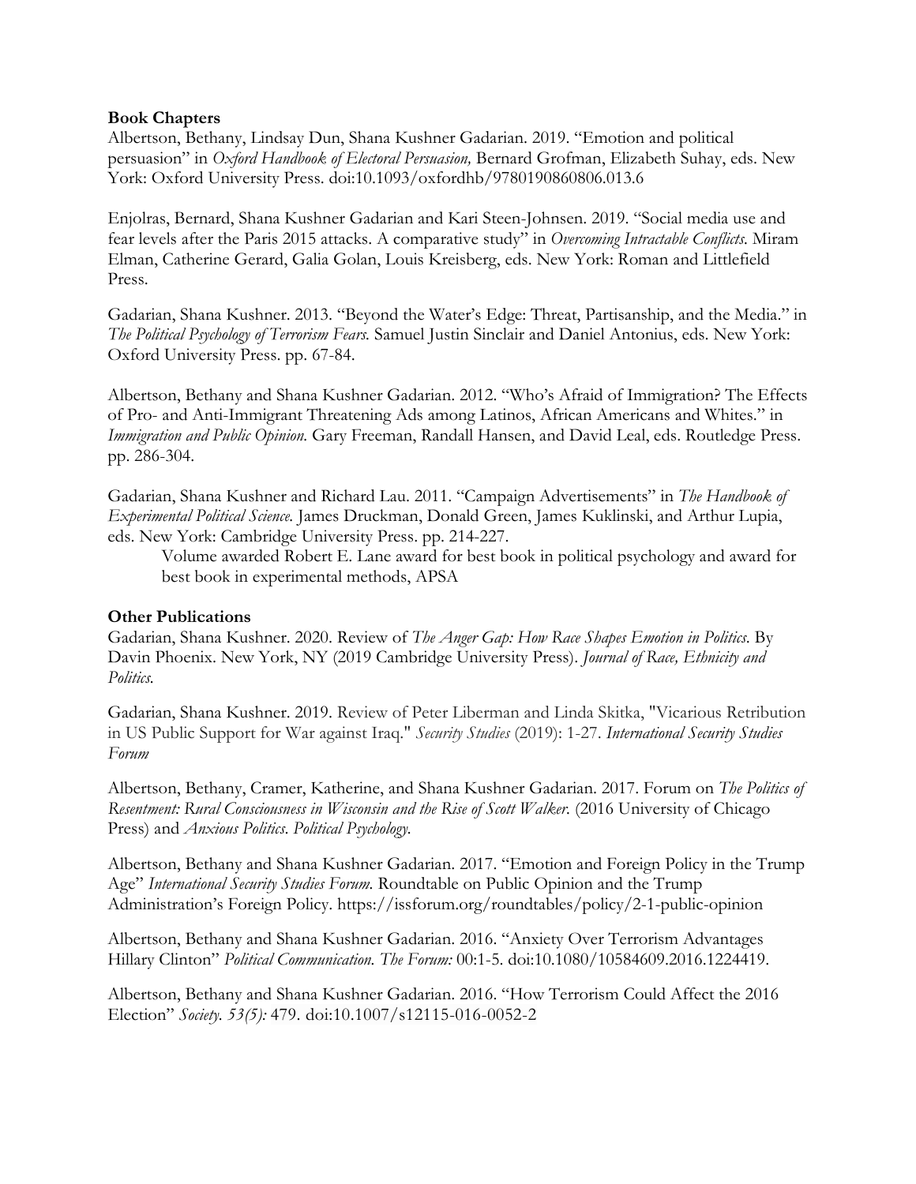**Book Chapters**

Albertson, Bethany, Lindsay Dun, Shana Kushner Gadarian. 2019. "Emotion and political persuasion" in *Oxford Handbook of Electoral Persuasion,* Bernard Grofman, Elizabeth Suhay, eds. New York: Oxford University Press. doi:10.1093/oxfordhb/9780190860806.013.6

Enjolras, Bernard, Shana Kushner Gadarian and Kari Steen-Johnsen. 2019. "Social media use and fear levels after the Paris 2015 attacks. A comparative study" in *Overcoming Intractable Conflicts.* Miram Elman, Catherine Gerard, Galia Golan, Louis Kreisberg, eds. New York: Roman and Littlefield Press.

Gadarian, Shana Kushner. 2013. "Beyond the Water's Edge: Threat, Partisanship, and the Media." in *The Political Psychology of Terrorism Fears.* Samuel Justin Sinclair and Daniel Antonius, eds. New York: Oxford University Press. pp. 67-84.

Albertson, Bethany and Shana Kushner Gadarian. 2012. "Who's Afraid of Immigration? The Effects of Pro- and Anti-Immigrant Threatening Ads among Latinos, African Americans and Whites." in *Immigration and Public Opinion.* Gary Freeman, Randall Hansen, and David Leal, eds. Routledge Press. pp. 286-304.

Gadarian, Shana Kushner and Richard Lau. 2011. "Campaign Advertisements" in *The Handbook of Experimental Political Science.* James Druckman, Donald Green, James Kuklinski, and Arthur Lupia, eds. New York: Cambridge University Press. pp. 214-227.

Volume awarded Robert E. Lane award for best book in political psychology and award for best book in experimental methods, APSA

**Other Publications**

Gadarian, Shana Kushner. 2020. Review of *The Anger Gap: How Race Shapes Emotion in Politics.* By Davin Phoenix. New York, NY (2019 Cambridge University Press). *Journal of Race, Ethnicity and Politics.*

Gadarian, Shana Kushner. 2019. Review of Peter Liberman and Linda Skitka, "Vicarious Retribution in US Public Support for War against Iraq." *Security Studies* (2019): 1-27. *International Security Studies Forum*

Albertson, Bethany, Cramer, Katherine, and Shana Kushner Gadarian. 2017. Forum on *The Politics of Resentment: Rural Consciousness in Wisconsin and the Rise of Scott Walker.* (2016 University of Chicago Press) and *Anxious Politics. Political Psychology.*

Albertson, Bethany and Shana Kushner Gadarian. 2017. "Emotion and Foreign Policy in the Trump Age" *International Security Studies Forum.* Roundtable on Public Opinion and the Trump Administration's Foreign Policy. https://issforum.org/roundtables/policy/2-1-public-opinion

Albertson, Bethany and Shana Kushner Gadarian. 2016. "Anxiety Over Terrorism Advantages Hillary Clinton" *Political Communication. The Forum:* 00:1-5. doi:10.1080/10584609.2016.1224419.

Albertson, Bethany and Shana Kushner Gadarian. 2016. "How Terrorism Could Affect the 2016 Election" *Society. 53(5):* 479. doi:10.1007/s12115-016-0052-2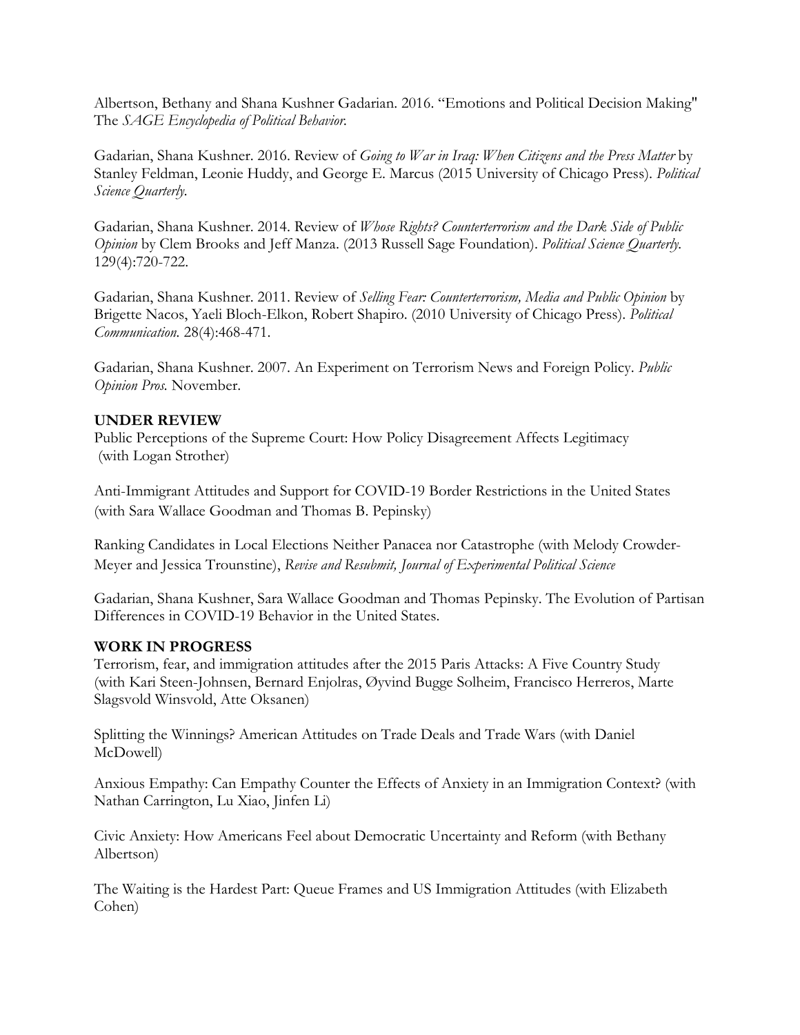Albertson, Bethany and Shana Kushner Gadarian. 2016. "Emotions and Political Decision Making" The *SAGE Encyclopedia of Political Behavior.*

Gadarian, Shana Kushner. 2016. Review of *Going to War in Iraq: When Citizens and the Press Matter* by Stanley Feldman, Leonie Huddy, and George E. Marcus (2015 University of Chicago Press). *Political Science Quarterly.*

Gadarian, Shana Kushner. 2014. Review of *Whose Rights? Counterterrorism and the Dark Side of Public Opinion* by Clem Brooks and Jeff Manza. (2013 Russell Sage Foundation). *Political Science Quarterly.* 129(4):720-722.

Gadarian, Shana Kushner. 2011. Review of *Selling Fear: Counterterrorism, Media and Public Opinion* by Brigette Nacos, Yaeli Bloch-Elkon, Robert Shapiro. (2010 University of Chicago Press). *Political Communication.* 28(4):468-471.

Gadarian, Shana Kushner. 2007. An Experiment on Terrorism News and Foreign Policy. *Public Opinion Pros.* November.

**UNDER REVIEW**

Public Perceptions of the Supreme Court: How Policy Disagreement Affects Legitimacy (with Logan Strother)

Anti-Immigrant Attitudes and Support for COVID-19 Border Restrictions in the United States (with Sara Wallace Goodman and Thomas B. Pepinsky)

Ranking Candidates in Local Elections Neither Panacea nor Catastrophe (with Melody Crowder-Meyer and Jessica Trounstine), *Revise and Resubmit, Journal of Experimental Political Science*

Gadarian, Shana Kushner, Sara Wallace Goodman and Thomas Pepinsky. The Evolution of Partisan Differences in COVID-19 Behavior in the United States.

**WORK IN PROGRESS**

Terrorism, fear, and immigration attitudes after the 2015 Paris Attacks: A Five Country Study (with Kari Steen-Johnsen, Bernard Enjolras, Øyvind Bugge Solheim, Francisco Herreros, Marte Slagsvold Winsvold, Atte Oksanen)

Splitting the Winnings? American Attitudes on Trade Deals and Trade Wars (with Daniel McDowell)

Anxious Empathy: Can Empathy Counter the Effects of Anxiety in an Immigration Context? (with Nathan Carrington, Lu Xiao, Jinfen Li)

Civic Anxiety: How Americans Feel about Democratic Uncertainty and Reform (with Bethany Albertson)

The Waiting is the Hardest Part: Queue Frames and US Immigration Attitudes (with Elizabeth Cohen)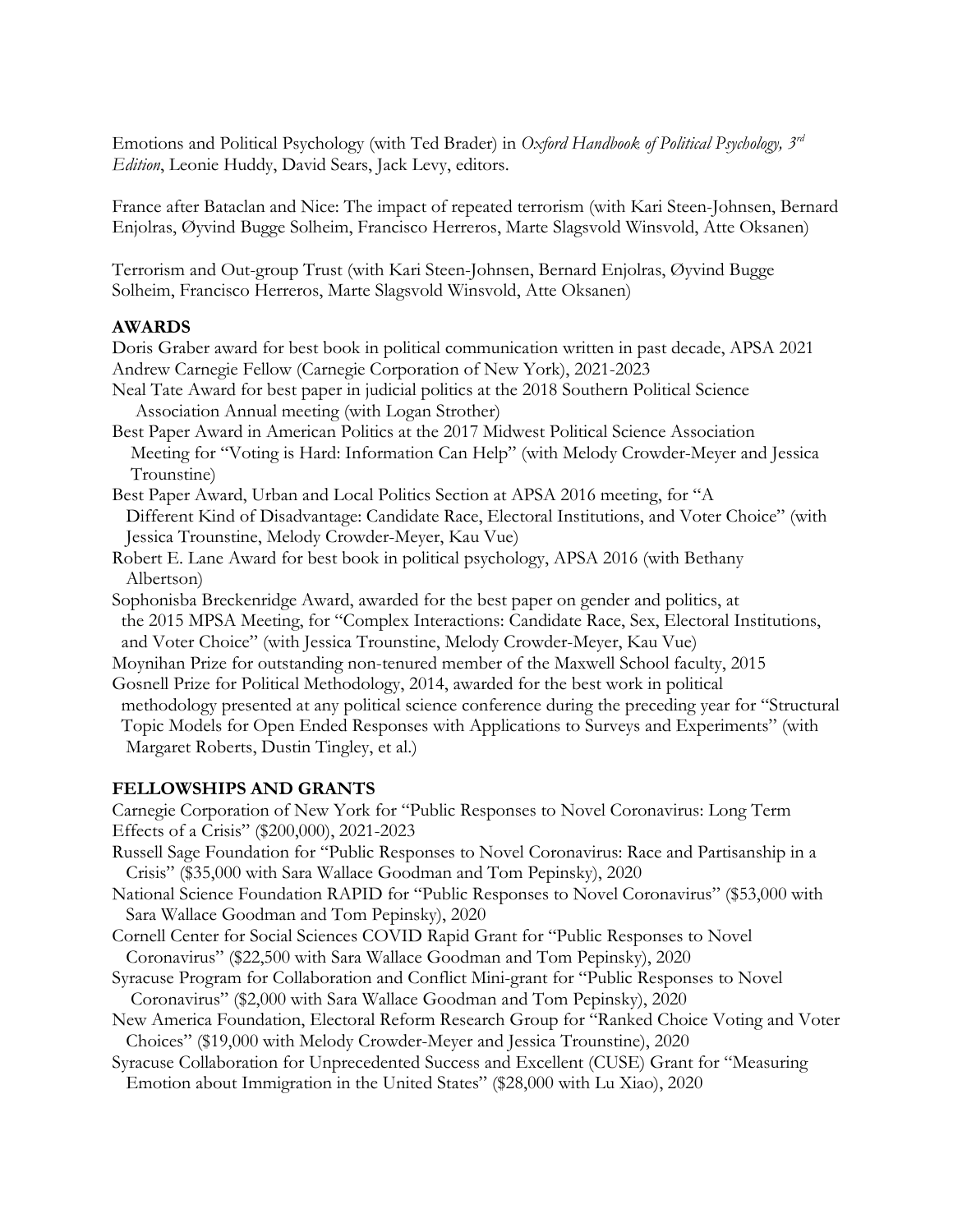Emotions and Political Psychology (with Ted Brader) in *Oxford Handbook of Political Psychology, 3rd Edition*, Leonie Huddy, David Sears, Jack Levy, editors.

France after Bataclan and Nice: The impact of repeated terrorism (with Kari Steen-Johnsen, Bernard Enjolras, Øyvind Bugge Solheim, Francisco Herreros, Marte Slagsvold Winsvold, Atte Oksanen)

Terrorism and Out-group Trust (with Kari Steen-Johnsen, Bernard Enjolras, Øyvind Bugge Solheim, Francisco Herreros, Marte Slagsvold Winsvold, Atte Oksanen)

## AWARDS

Doris Graber award for best book in political communication written in past decade, APSA 2021

Andrew Carnegie Fellow (Carnegie Corporation of New York), 2021-2023

Neal Tate Award for best paper in judicial politics at the 2018 Southern Political Science Association Annual meeting (with Logan Strother)

Best Paper Award in American Politics at the 2017 Midwest Political Science Association Meeting for "Voting is Hard: Information Can Help" (with Melody Crowder-Meyer and Jessica Trounstine)

Best Paper Award, Urban and Local Politics Section at APSA 2016 meeting, for "A Different Kind of Disadvantage: Candidate Race, Electoral Institutions, and Voter Choice" (with Jessica Trounstine, Melody Crowder-Meyer, Kau Vue)

Robert E. Lane Award for best book in political psychology, APSA 2016 (with Bethany Albertson)

Sophonisba Breckenridge Award, awarded for the best paper on gender and politics, at the 2015 MPSA Meeting, for "Complex Interactions: Candidate Race, Sex, Electoral Institutions, and Voter Choice" (with Jessica Trounstine, Melody Crowder-Meyer, Kau Vue)

Moynihan Prize for outstanding non-tenured member of the Maxwell School faculty, 2015

Gosnell Prize for Political Methodology, 2014, awarded for the best work in political methodology presented at any political science conference during the preceding year for "Structural Topic Models for Open Ended Responses with Applications to Surveys and Experiments" (with Margaret Roberts, Dustin Tingley, et al.)

## FELLOWSHIPS AND GRANTS

Carnegie Corporation of New York for "Public Responses to Novel Coronavirus: Long Term Effects of a Crisis" ($200,000), 2021-2023

Russell Sage Foundation for "Public Responses to Novel Coronavirus: Race and Partisanship in a Crisis" ($35,000 with Sara Wallace Goodman and Tom Pepinsky), 2020

National Science Foundation RAPID for "Public Responses to Novel Coronavirus" ($53,000 with Sara Wallace Goodman and Tom Pepinsky), 2020

Cornell Center for Social Sciences COVID Rapid Grant for "Public Responses to Novel Coronavirus" ($22,500 with Sara Wallace Goodman and Tom Pepinsky), 2020

Syracuse Program for Collaboration and Conflict Mini-grant for "Public Responses to Novel Coronavirus" ($2,000 with Sara Wallace Goodman and Tom Pepinsky), 2020

New America Foundation, Electoral Reform Research Group for "Ranked Choice Voting and Voter Choices" ($19,000 with Melody Crowder-Meyer and Jessica Trounstine), 2020

Syracuse Collaboration for Unprecedented Success and Excellent (CUSE) Grant for "Measuring Emotion about Immigration in the United States" ($28,000 with Lu Xiao), 2020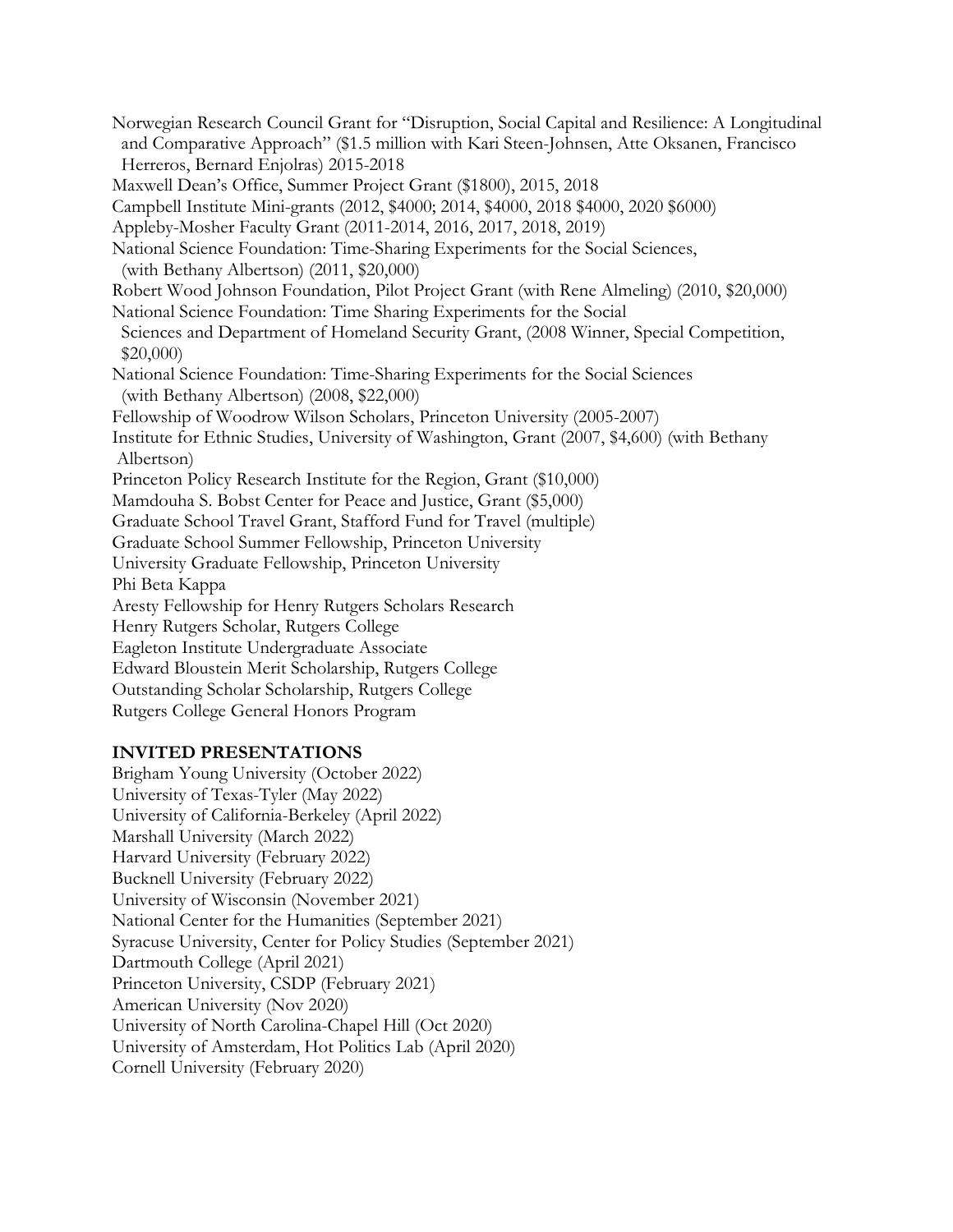Norwegian Research Council Grant for "Disruption, Social Capital and Resilience: A Longitudinal and Comparative Approach" ($1.5 million with Kari Steen-Johnsen, Atte Oksanen, Francisco Herreros, Bernard Enjolras) 2015-2018

Maxwell Dean's Office, Summer Project Grant ($1800), 2015, 2018

Campbell Institute Mini-grants (2012, $4000; 2014, $4000, 2018 $4000, 2020 $6000)

Appleby-Mosher Faculty Grant (2011-2014, 2016, 2017, 2018, 2019)

National Science Foundation: Time-Sharing Experiments for the Social Sciences, (with Bethany Albertson) (2011, $20,000)

Robert Wood Johnson Foundation, Pilot Project Grant (with Rene Almeling) (2010, $20,000)

National Science Foundation: Time Sharing Experiments for the Social Sciences and Department of Homeland Security Grant, (2008 Winner, Special Competition, $20,000)

National Science Foundation: Time-Sharing Experiments for the Social Sciences (with Bethany Albertson) (2008, $22,000)

Fellowship of Woodrow Wilson Scholars, Princeton University (2005-2007)

Institute for Ethnic Studies, University of Washington, Grant (2007, $4,600) (with Bethany Albertson)

Princeton Policy Research Institute for the Region, Grant ($10,000)

Mamdouha S. Bobst Center for Peace and Justice, Grant ($5,000)

Graduate School Travel Grant, Stafford Fund for Travel (multiple)

Graduate School Summer Fellowship, Princeton University

University Graduate Fellowship, Princeton University

Phi Beta Kappa

Aresty Fellowship for Henry Rutgers Scholars Research

Henry Rutgers Scholar, Rutgers College

Eagleton Institute Undergraduate Associate

Edward Bloustein Merit Scholarship, Rutgers College

Outstanding Scholar Scholarship, Rutgers College

Rutgers College General Honors Program

## INVITED PRESENTATIONS

Brigham Young University (October 2022)

University of Texas-Tyler (May 2022)

University of California-Berkeley (April 2022)

Marshall University (March 2022)

Harvard University (February 2022)

Bucknell University (February 2022)

University of Wisconsin (November 2021)

National Center for the Humanities (September 2021)

Syracuse University, Center for Policy Studies (September 2021)

Dartmouth College (April 2021)

Princeton University, CSDP (February 2021)

American University (Nov 2020)

University of North Carolina-Chapel Hill (Oct 2020)

University of Amsterdam, Hot Politics Lab (April 2020)

Cornell University (February 2020)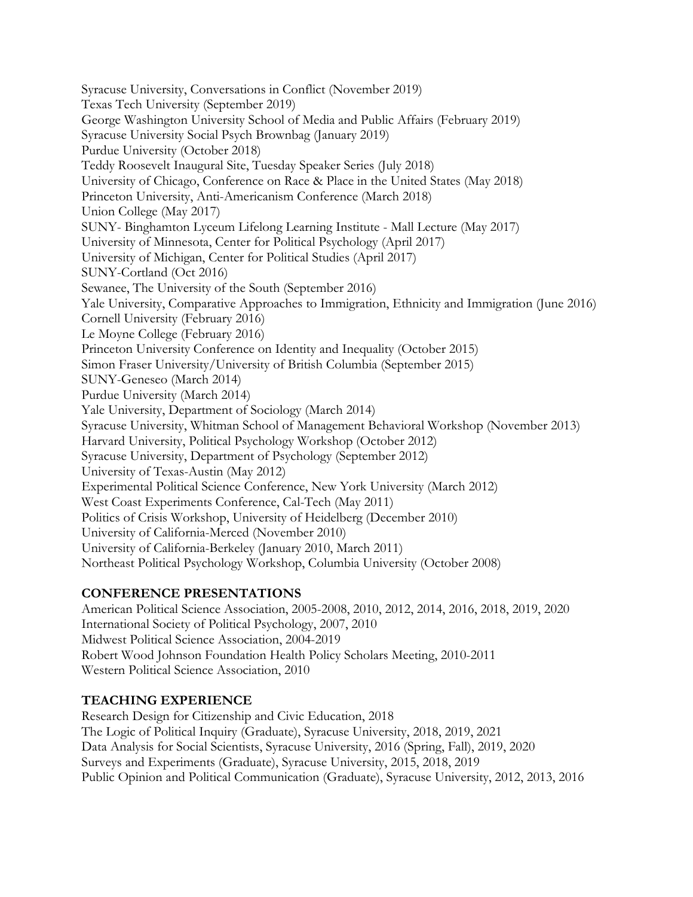Syracuse University, Conversations in Conflict (November 2019)
Texas Tech University (September 2019)
George Washington University School of Media and Public Affairs (February 2019)
Syracuse University Social Psych Brownbag (January 2019)
Purdue University (October 2018)
Teddy Roosevelt Inaugural Site, Tuesday Speaker Series (July 2018)
University of Chicago, Conference on Race & Place in the United States (May 2018)
Princeton University, Anti-Americanism Conference (March 2018)
Union College (May 2017)
SUNY- Binghamton Lyceum Lifelong Learning Institute - Mall Lecture (May 2017)
University of Minnesota, Center for Political Psychology (April 2017)
University of Michigan, Center for Political Studies (April 2017)
SUNY-Cortland (Oct 2016)
Sewanee, The University of the South (September 2016)
Yale University, Comparative Approaches to Immigration, Ethnicity and Immigration (June 2016)
Cornell University (February 2016)
Le Moyne College (February 2016)
Princeton University Conference on Identity and Inequality (October 2015)
Simon Fraser University/University of British Columbia (September 2015)
SUNY-Geneseo (March 2014)
Purdue University (March 2014)
Yale University, Department of Sociology (March 2014)
Syracuse University, Whitman School of Management Behavioral Workshop (November 2013)
Harvard University, Political Psychology Workshop (October 2012)
Syracuse University, Department of Psychology (September 2012)
University of Texas-Austin (May 2012)
Experimental Political Science Conference, New York University (March 2012)
West Coast Experiments Conference, Cal-Tech (May 2011)
Politics of Crisis Workshop, University of Heidelberg (December 2010)
University of California-Merced (November 2010)
University of California-Berkeley (January 2010, March 2011)
Northeast Political Psychology Workshop, Columbia University (October 2008)

## CONFERENCE PRESENTATIONS

American Political Science Association, 2005-2008, 2010, 2012, 2014, 2016, 2018, 2019, 2020
International Society of Political Psychology, 2007, 2010
Midwest Political Science Association, 2004-2019
Robert Wood Johnson Foundation Health Policy Scholars Meeting, 2010-2011
Western Political Science Association, 2010

## TEACHING EXPERIENCE

Research Design for Citizenship and Civic Education, 2018
The Logic of Political Inquiry (Graduate), Syracuse University, 2018, 2019, 2021
Data Analysis for Social Scientists, Syracuse University, 2016 (Spring, Fall), 2019, 2020
Surveys and Experiments (Graduate), Syracuse University, 2015, 2018, 2019
Public Opinion and Political Communication (Graduate), Syracuse University, 2012, 2013, 2016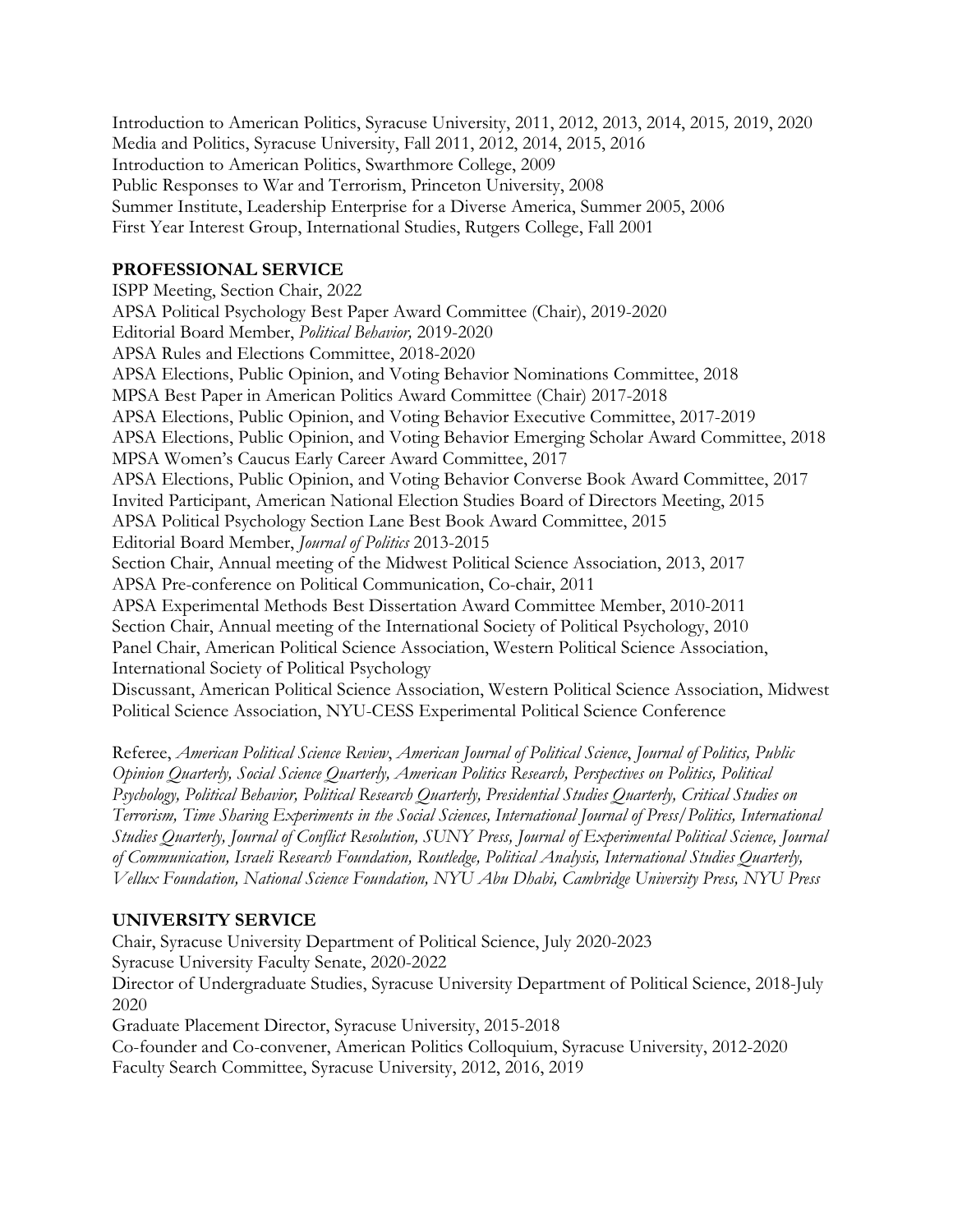Introduction to American Politics, Syracuse University, 2011, 2012, 2013, 2014, 2015*,* 2019, 2020
Media and Politics, Syracuse University, Fall 2011, 2012, 2014, 2015, 2016
Introduction to American Politics, Swarthmore College, 2009
Public Responses to War and Terrorism, Princeton University, 2008
Summer Institute, Leadership Enterprise for a Diverse America, Summer 2005, 2006
First Year Interest Group, International Studies, Rutgers College, Fall 2001

**PROFESSIONAL SERVICE**

ISPP Meeting, Section Chair, 2022
APSA Political Psychology Best Paper Award Committee (Chair), 2019-2020
Editorial Board Member, *Political Behavior,* 2019-2020
APSA Rules and Elections Committee, 2018-2020
APSA Elections, Public Opinion, and Voting Behavior Nominations Committee, 2018
MPSA Best Paper in American Politics Award Committee (Chair) 2017-2018
APSA Elections, Public Opinion, and Voting Behavior Executive Committee, 2017-2019
APSA Elections, Public Opinion, and Voting Behavior Emerging Scholar Award Committee, 2018
MPSA Women's Caucus Early Career Award Committee, 2017
APSA Elections, Public Opinion, and Voting Behavior Converse Book Award Committee, 2017
Invited Participant, American National Election Studies Board of Directors Meeting, 2015
APSA Political Psychology Section Lane Best Book Award Committee, 2015
Editorial Board Member, *Journal of Politics* 2013-2015
Section Chair, Annual meeting of the Midwest Political Science Association, 2013, 2017
APSA Pre-conference on Political Communication, Co-chair, 2011
APSA Experimental Methods Best Dissertation Award Committee Member, 2010-2011
Section Chair, Annual meeting of the International Society of Political Psychology, 2010
Panel Chair, American Political Science Association, Western Political Science Association, International Society of Political Psychology
Discussant, American Political Science Association, Western Political Science Association, Midwest Political Science Association, NYU-CESS Experimental Political Science Conference

Referee, *American Political Science Review*, *American Journal of Political Science*, *Journal of Politics, Public Opinion Quarterly, Social Science Quarterly, American Politics Research, Perspectives on Politics, Political Psychology, Political Behavior, Political Research Quarterly, Presidential Studies Quarterly, Critical Studies on Terrorism, Time Sharing Experiments in the Social Sciences, International Journal of Press/Politics, International Studies Quarterly, Journal of Conflict Resolution, SUNY Press, Journal of Experimental Political Science, Journal of Communication, Israeli Research Foundation, Routledge, Political Analysis, International Studies Quarterly, Vellux Foundation, National Science Foundation, NYU Abu Dhabi, Cambridge University Press, NYU Press*

**UNIVERSITY SERVICE**

Chair, Syracuse University Department of Political Science, July 2020-2023
Syracuse University Faculty Senate, 2020-2022
Director of Undergraduate Studies, Syracuse University Department of Political Science, 2018-July 2020
Graduate Placement Director, Syracuse University, 2015-2018
Co-founder and Co-convener, American Politics Colloquium, Syracuse University, 2012-2020
Faculty Search Committee, Syracuse University, 2012, 2016, 2019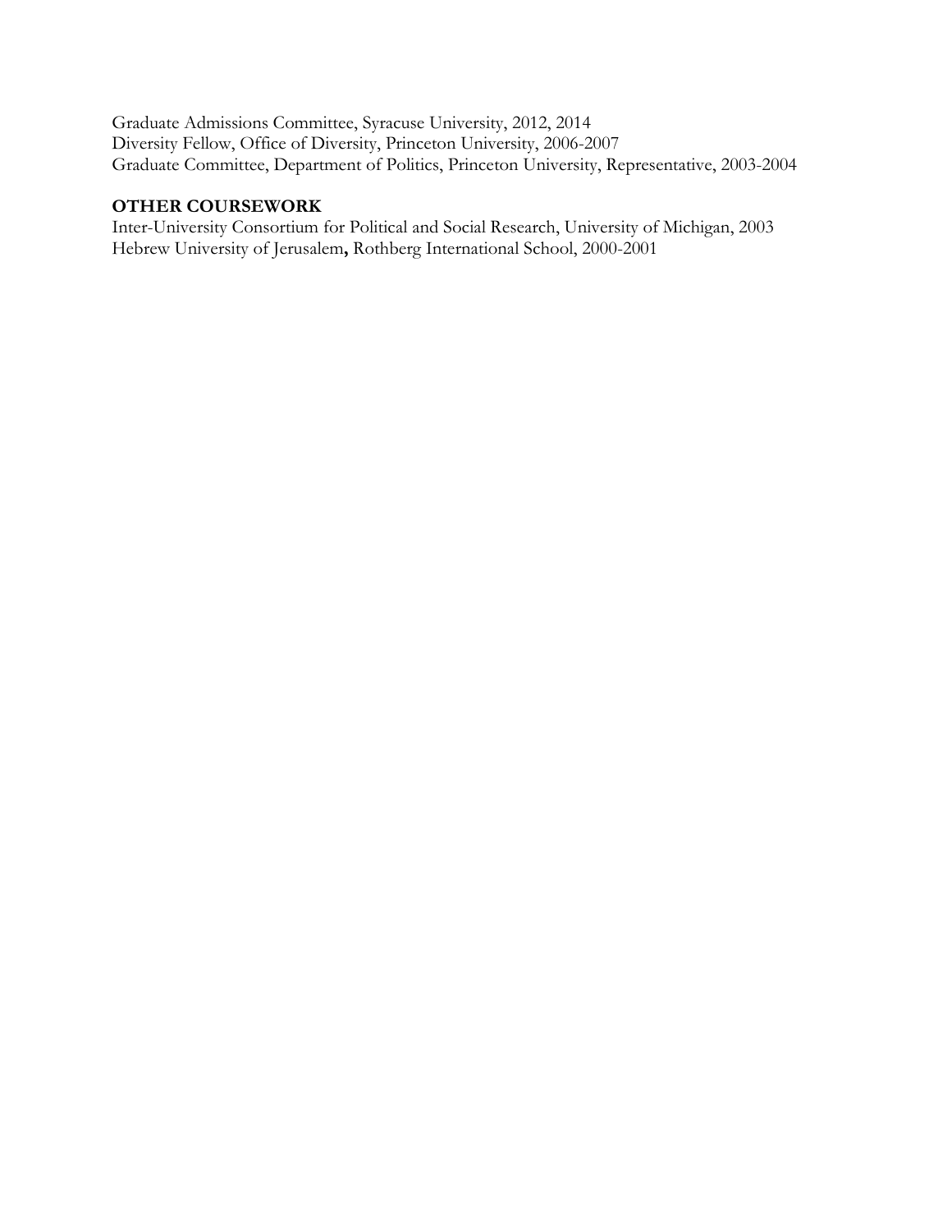Graduate Admissions Committee, Syracuse University, 2012, 2014
Diversity Fellow, Office of Diversity, Princeton University, 2006-2007
Graduate Committee, Department of Politics, Princeton University, Representative, 2003-2004

**OTHER COURSEWORK**

Inter-University Consortium for Political and Social Research, University of Michigan, 2003
Hebrew University of Jerusalem**,** Rothberg International School, 2000-2001